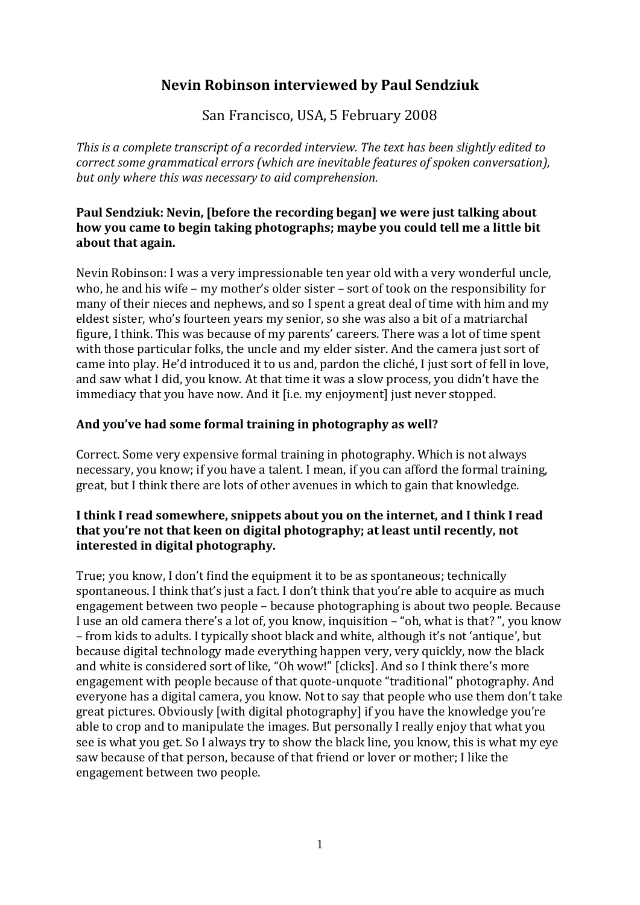# Nevin Robinson interviewed by Paul Sendziuk

San Francisco, USA, 5 February 2008

*This is a complete transcript of a recorded interview. The text has been slightly edited to correct some grammatical errors (which are inevitable features of spoken conversation), but only where this was necessary to aid comprehension.*

**Paul Sendziuk: Nevin, [before the recording began] we were just talking about how you came to begin taking photographs; maybe you could tell me a little bit about that again.**

Nevin Robinson: I was a very impressionable ten year old with a very wonderful uncle, who, he and his wife – my mother's older sister – sort of took on the responsibility for many of their nieces and nephews, and so I spent a great deal of time with him and my eldest sister, who's fourteen years my senior, so she was also a bit of a matriarchal figure, I think. This was because of my parents' careers. There was a lot of time spent with those particular folks, the uncle and my elder sister. And the camera just sort of came into play. He'd introduced it to us and, pardon the cliché, I just sort of fell in love, and saw what I did, you know. At that time it was a slow process, you didn't have the immediacy that you have now. And it [i.e. my enjoyment] just never stopped.

**And you've had some formal training in photography as well?**

Correct. Some very expensive formal training in photography. Which is not always necessary, you know; if you have a talent. I mean, if you can afford the formal training, great, but I think there are lots of other avenues in which to gain that knowledge.

**I think I read somewhere, snippets about you on the internet, and I think I read that you're not that keen on digital photography; at least until recently, not interested in digital photography.**

True; you know, I don't find the equipment it to be as spontaneous; technically spontaneous. I think that's just a fact. I don't think that you're able to acquire as much engagement between two people – because photographing is about two people. Because I use an old camera there's a lot of, you know, inquisition – "oh, what is that? ", you know – from kids to adults. I typically shoot black and white, although it's not 'antique', but because digital technology made everything happen very, very quickly, now the black and white is considered sort of like, "Oh wow!" [clicks]. And so I think there's more engagement with people because of that quote-unquote "traditional" photography. And everyone has a digital camera, you know. Not to say that people who use them don't take great pictures. Obviously [with digital photography] if you have the knowledge you're able to crop and to manipulate the images. But personally I really enjoy that what you see is what you get. So I always try to show the black line, you know, this is what my eye saw because of that person, because of that friend or lover or mother; I like the engagement between two people.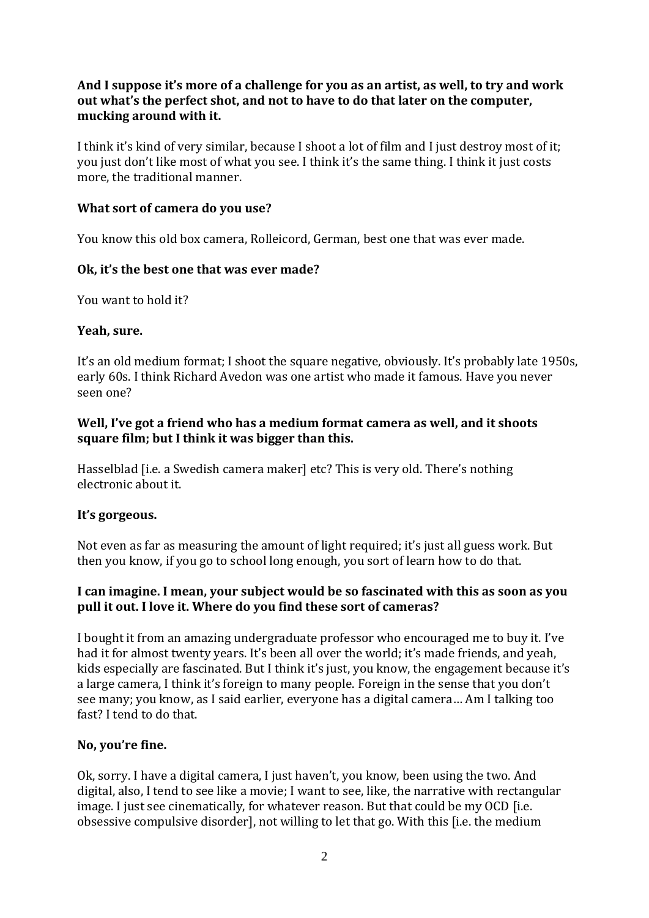**And I suppose it's more of a challenge for you as an artist, as well, to try and work out what's the perfect shot, and not to have to do that later on the computer, mucking around with it.**

I think it's kind of very similar, because I shoot a lot of film and I just destroy most of it; you just don't like most of what you see. I think it's the same thing. I think it just costs more, the traditional manner.

**What sort of camera do you use?**

You know this old box camera, Rolleicord, German, best one that was ever made.

**Ok, it's the best one that was ever made?**

You want to hold it?

**Yeah, sure.**

It's an old medium format; I shoot the square negative, obviously. It's probably late 1950s, early 60s. I think Richard Avedon was one artist who made it famous. Have you never seen one?

**Well, I've got a friend who has a medium format camera as well, and it shoots square film; but I think it was bigger than this.**

Hasselblad [i.e. a Swedish camera maker] etc? This is very old. There's nothing electronic about it.

**It's gorgeous.**

Not even as far as measuring the amount of light required; it's just all guess work. But then you know, if you go to school long enough, you sort of learn how to do that.

**I can imagine. I mean, your subject would be so fascinated with this as soon as you pull it out. I love it. Where do you find these sort of cameras?**

I bought it from an amazing undergraduate professor who encouraged me to buy it. I've had it for almost twenty years. It's been all over the world; it's made friends, and yeah, kids especially are fascinated. But I think it's just, you know, the engagement because it's a large camera, I think it's foreign to many people. Foreign in the sense that you don't see many; you know, as I said earlier, everyone has a digital camera… Am I talking too fast? I tend to do that.

**No, you're fine.**

Ok, sorry. I have a digital camera, I just haven't, you know, been using the two. And digital, also, I tend to see like a movie; I want to see, like, the narrative with rectangular image. I just see cinematically, for whatever reason. But that could be my OCD [i.e. obsessive compulsive disorder], not willing to let that go. With this [i.e. the medium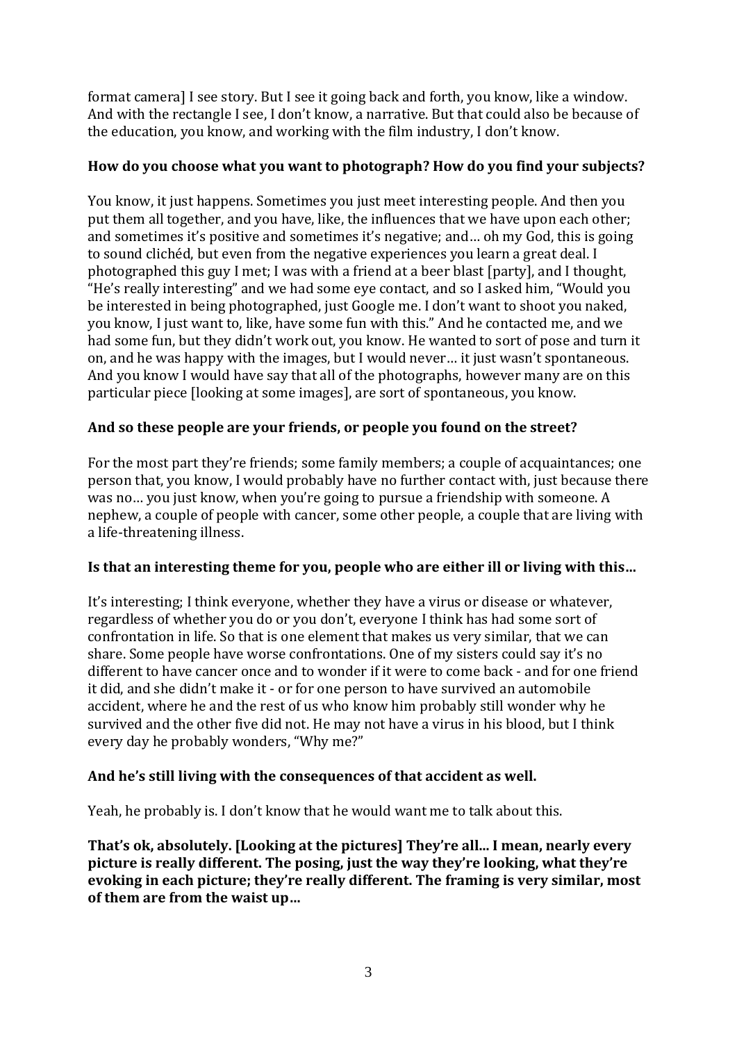format camera] I see story. But I see it going back and forth, you know, like a window. And with the rectangle I see, I don't know, a narrative. But that could also be because of the education, you know, and working with the film industry, I don't know.

**How do you choose what you want to photograph? How do you find your subjects?**

You know, it just happens. Sometimes you just meet interesting people. And then you put them all together, and you have, like, the influences that we have upon each other; and sometimes it's positive and sometimes it's negative; and… oh my God, this is going to sound clichéd, but even from the negative experiences you learn a great deal. I photographed this guy I met; I was with a friend at a beer blast [party], and I thought, "He's really interesting" and we had some eye contact, and so I asked him, "Would you be interested in being photographed, just Google me. I don't want to shoot you naked, you know, I just want to, like, have some fun with this." And he contacted me, and we had some fun, but they didn't work out, you know. He wanted to sort of pose and turn it on, and he was happy with the images, but I would never… it just wasn't spontaneous. And you know I would have say that all of the photographs, however many are on this particular piece [looking at some images], are sort of spontaneous, you know.

**And so these people are your friends, or people you found on the street?**

For the most part they're friends; some family members; a couple of acquaintances; one person that, you know, I would probably have no further contact with, just because there was no… you just know, when you're going to pursue a friendship with someone. A nephew, a couple of people with cancer, some other people, a couple that are living with a life-threatening illness.

**Is that an interesting theme for you, people who are either ill or living with this…**

It's interesting; I think everyone, whether they have a virus or disease or whatever, regardless of whether you do or you don't, everyone I think has had some sort of confrontation in life. So that is one element that makes us very similar, that we can share. Some people have worse confrontations. One of my sisters could say it's no different to have cancer once and to wonder if it were to come back - and for one friend it did, and she didn't make it - or for one person to have survived an automobile accident, where he and the rest of us who know him probably still wonder why he survived and the other five did not. He may not have a virus in his blood, but I think every day he probably wonders, "Why me?"

**And he's still living with the consequences of that accident as well.**

Yeah, he probably is. I don't know that he would want me to talk about this.

**That's ok, absolutely. [Looking at the pictures] They're all... I mean, nearly every picture is really different. The posing, just the way they're looking, what they're evoking in each picture; they're really different. The framing is very similar, most of them are from the waist up…**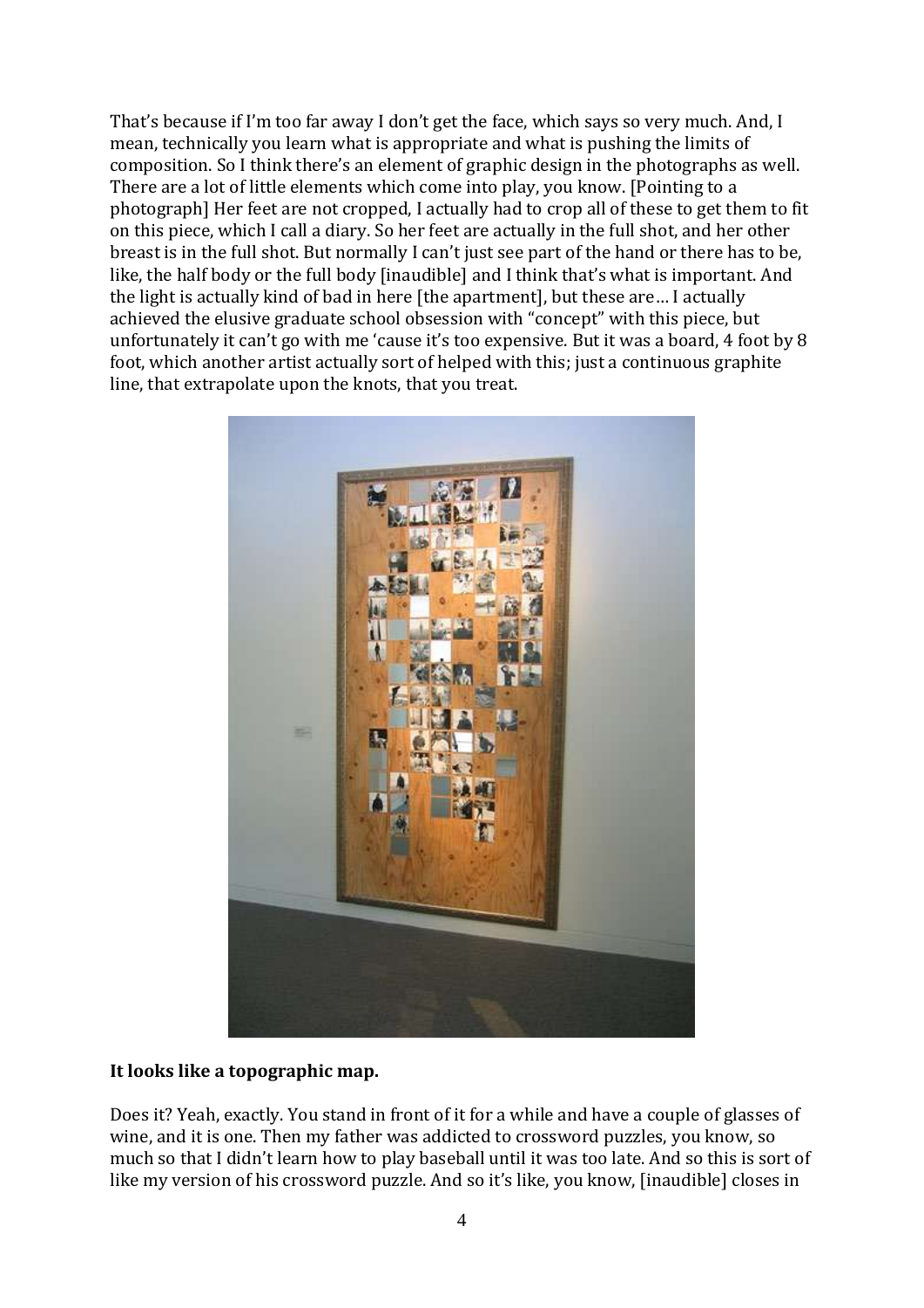That's because if I'm too far away I don't get the face, which says so very much. And, I mean, technically you learn what is appropriate and what is pushing the limits of composition. So I think there's an element of graphic design in the photographs as well. There are a lot of little elements which come into play, you know. [Pointing to a photograph] Her feet are not cropped, I actually had to crop all of these to get them to fit on this piece, which I call a diary. So her feet are actually in the full shot, and her other breast is in the full shot. But normally I can't just see part of the hand or there has to be, like, the half body or the full body [inaudible] and I think that's what is important. And the light is actually kind of bad in here [the apartment], but these are… I actually achieved the elusive graduate school obsession with "concept" with this piece, but unfortunately it can't go with me 'cause it's too expensive. But it was a board, 4 foot by 8 foot, which another artist actually sort of helped with this; just a continuous graphite line, that extrapolate upon the knots, that you treat.

**It looks like a topographic map.**

Does it? Yeah, exactly. You stand in front of it for a while and have a couple of glasses of wine, and it is one. Then my father was addicted to crossword puzzles, you know, so much so that I didn't learn how to play baseball until it was too late. And so this is sort of like my version of his crossword puzzle. And so it's like, you know, [inaudible] closes in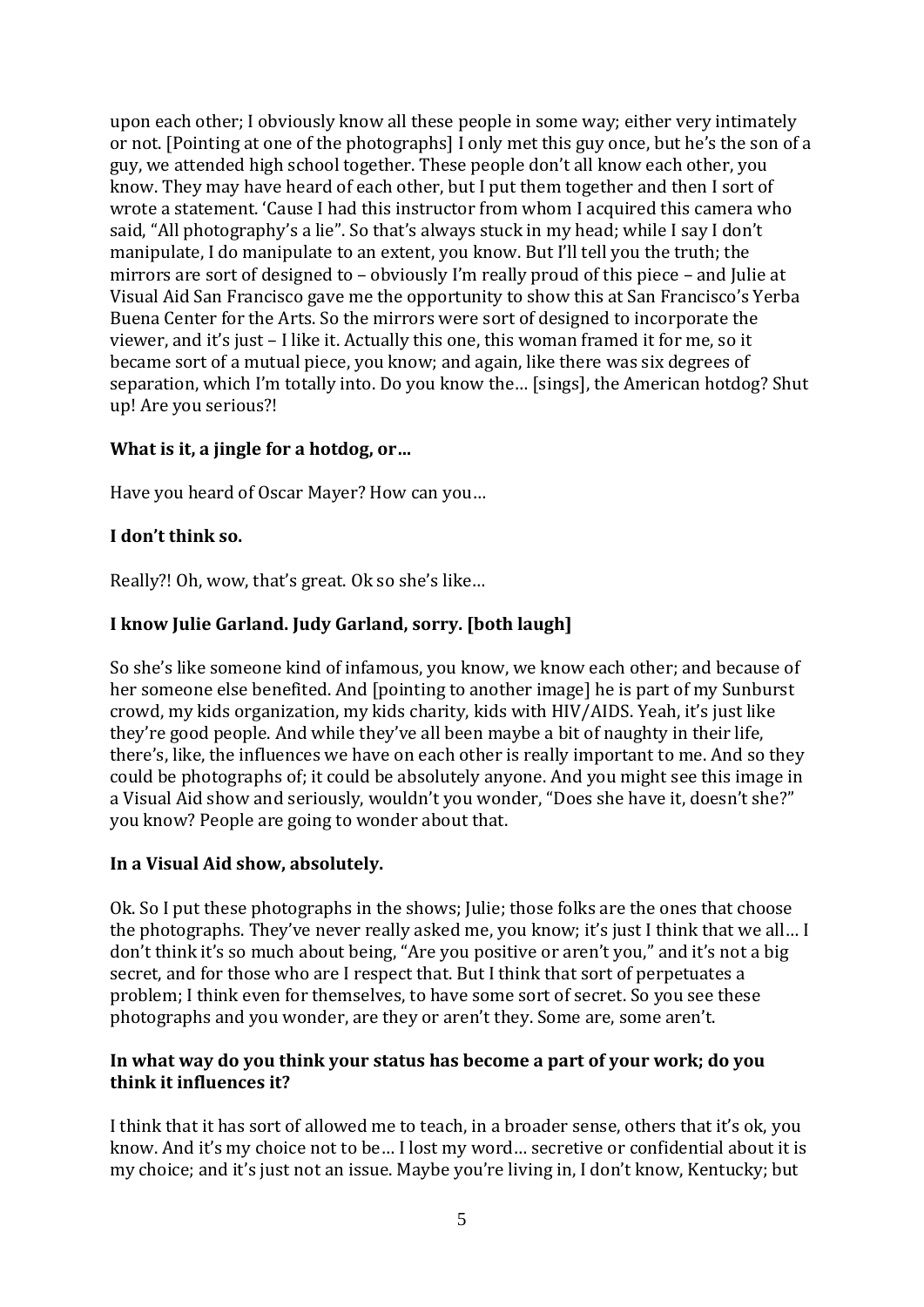upon each other; I obviously know all these people in some way; either very intimately or not. [Pointing at one of the photographs] I only met this guy once, but he's the son of a guy, we attended high school together. These people don't all know each other, you know. They may have heard of each other, but I put them together and then I sort of wrote a statement. 'Cause I had this instructor from whom I acquired this camera who said, "All photography's a lie". So that's always stuck in my head; while I say I don't manipulate, I do manipulate to an extent, you know. But I'll tell you the truth; the mirrors are sort of designed to – obviously I'm really proud of this piece – and Julie at Visual Aid San Francisco gave me the opportunity to show this at San Francisco's Yerba Buena Center for the Arts. So the mirrors were sort of designed to incorporate the viewer, and it's just – I like it. Actually this one, this woman framed it for me, so it became sort of a mutual piece, you know; and again, like there was six degrees of separation, which I'm totally into. Do you know the… [sings], the American hotdog? Shut up! Are you serious?!

**What is it, a jingle for a hotdog, or…**

Have you heard of Oscar Mayer? How can you…

**I don't think so.**

Really?! Oh, wow, that's great. Ok so she's like…

**I know Julie Garland. Judy Garland, sorry. [both laugh]**

So she's like someone kind of infamous, you know, we know each other; and because of her someone else benefited. And [pointing to another image] he is part of my Sunburst crowd, my kids organization, my kids charity, kids with HIV/AIDS. Yeah, it's just like they're good people. And while they've all been maybe a bit of naughty in their life, there's, like, the influences we have on each other is really important to me. And so they could be photographs of; it could be absolutely anyone. And you might see this image in a Visual Aid show and seriously, wouldn't you wonder, "Does she have it, doesn't she?" you know? People are going to wonder about that.

**In a Visual Aid show, absolutely.**

Ok. So I put these photographs in the shows; Julie; those folks are the ones that choose the photographs. They've never really asked me, you know; it's just I think that we all… I don't think it's so much about being, "Are you positive or aren't you," and it's not a big secret, and for those who are I respect that. But I think that sort of perpetuates a problem; I think even for themselves, to have some sort of secret. So you see these photographs and you wonder, are they or aren't they. Some are, some aren't.

**In what way do you think your status has become a part of your work; do you think it influences it?**

I think that it has sort of allowed me to teach, in a broader sense, others that it's ok, you know. And it's my choice not to be… I lost my word… secretive or confidential about it is my choice; and it's just not an issue. Maybe you're living in, I don't know, Kentucky; but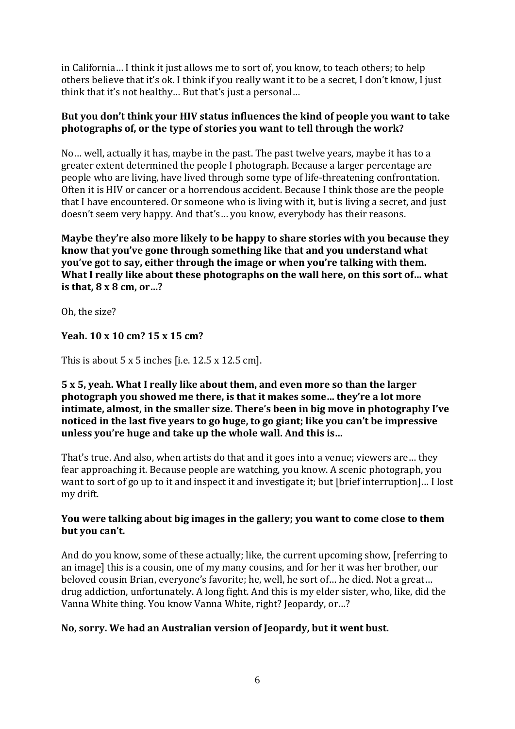in California… I think it just allows me to sort of, you know, to teach others; to help others believe that it's ok. I think if you really want it to be a secret, I don't know, I just think that it's not healthy… But that's just a personal…

**But you don't think your HIV status influences the kind of people you want to take photographs of, or the type of stories you want to tell through the work?**

No… well, actually it has, maybe in the past. The past twelve years, maybe it has to a greater extent determined the people I photograph. Because a larger percentage are people who are living, have lived through some type of life-threatening confrontation. Often it is HIV or cancer or a horrendous accident. Because I think those are the people that I have encountered. Or someone who is living with it, but is living a secret, and just doesn't seem very happy. And that's… you know, everybody has their reasons.

**Maybe they're also more likely to be happy to share stories with you because they know that you've gone through something like that and you understand what you've got to say, either through the image or when you're talking with them. What I really like about these photographs on the wall here, on this sort of… what is that, 8 x 8 cm, or…?**

Oh, the size?

**Yeah. 10 x 10 cm? 15 x 15 cm?**

This is about 5 x 5 inches [i.e. 12.5 x 12.5 cm].

**5 x 5, yeah. What I really like about them, and even more so than the larger photograph you showed me there, is that it makes some… they're a lot more intimate, almost, in the smaller size. There's been in big move in photography I've noticed in the last five years to go huge, to go giant; like you can't be impressive unless you're huge and take up the whole wall. And this is…**

That's true. And also, when artists do that and it goes into a venue; viewers are… they fear approaching it. Because people are watching, you know. A scenic photograph, you want to sort of go up to it and inspect it and investigate it; but [brief interruption]… I lost my drift.

**You were talking about big images in the gallery; you want to come close to them but you can't.**

And do you know, some of these actually; like, the current upcoming show, [referring to an image] this is a cousin, one of my many cousins, and for her it was her brother, our beloved cousin Brian, everyone's favorite; he, well, he sort of… he died. Not a great… drug addiction, unfortunately. A long fight. And this is my elder sister, who, like, did the Vanna White thing. You know Vanna White, right? Jeopardy, or…?

**No, sorry. We had an Australian version of Jeopardy, but it went bust.**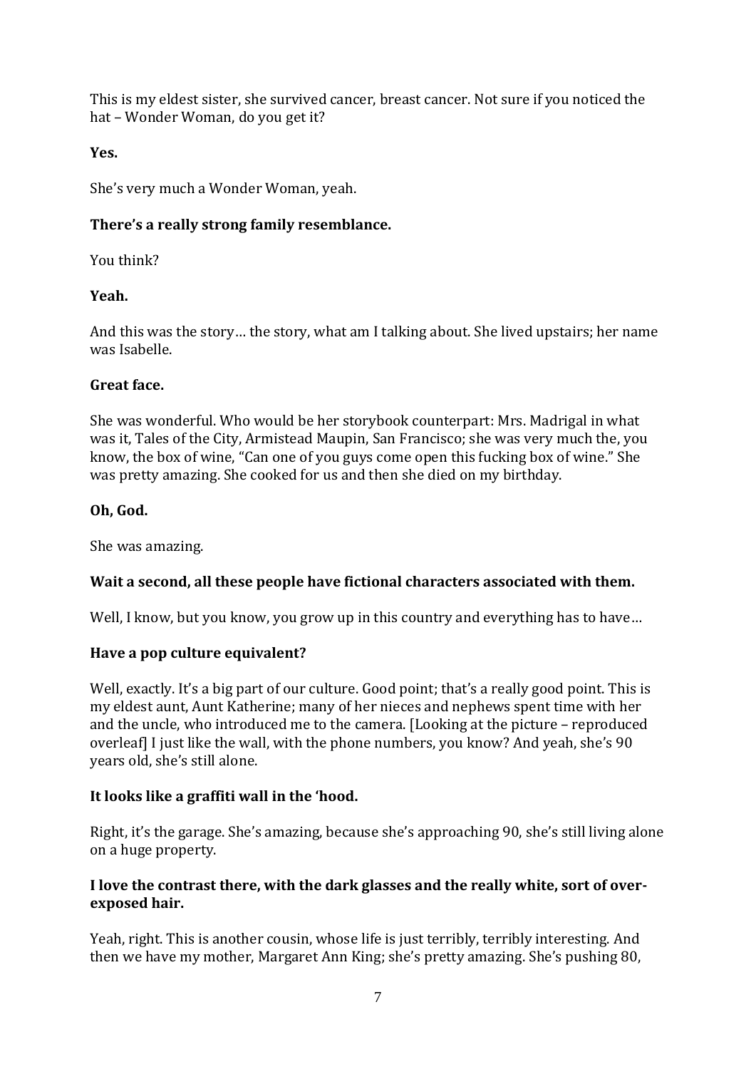This is my eldest sister, she survived cancer, breast cancer. Not sure if you noticed the hat – Wonder Woman, do you get it?

**Yes.**

She's very much a Wonder Woman, yeah.

**There's a really strong family resemblance.**

You think?

**Yeah.**

And this was the story… the story, what am I talking about. She lived upstairs; her name was Isabelle.

**Great face.**

She was wonderful. Who would be her storybook counterpart: Mrs. Madrigal in what was it, Tales of the City, Armistead Maupin, San Francisco; she was very much the, you know, the box of wine, "Can one of you guys come open this fucking box of wine." She was pretty amazing. She cooked for us and then she died on my birthday.

**Oh, God.**

She was amazing.

**Wait a second, all these people have fictional characters associated with them.**

Well, I know, but you know, you grow up in this country and everything has to have…

**Have a pop culture equivalent?**

Well, exactly. It's a big part of our culture. Good point; that's a really good point. This is my eldest aunt, Aunt Katherine; many of her nieces and nephews spent time with her and the uncle, who introduced me to the camera. [Looking at the picture – reproduced overleaf] I just like the wall, with the phone numbers, you know? And yeah, she's 90 years old, she's still alone.

**It looks like a graffiti wall in the 'hood.**

Right, it's the garage. She's amazing, because she's approaching 90, she's still living alone on a huge property.

**I love the contrast there, with the dark glasses and the really white, sort of over-exposed hair.**

Yeah, right. This is another cousin, whose life is just terribly, terribly interesting. And then we have my mother, Margaret Ann King; she's pretty amazing. She's pushing 80,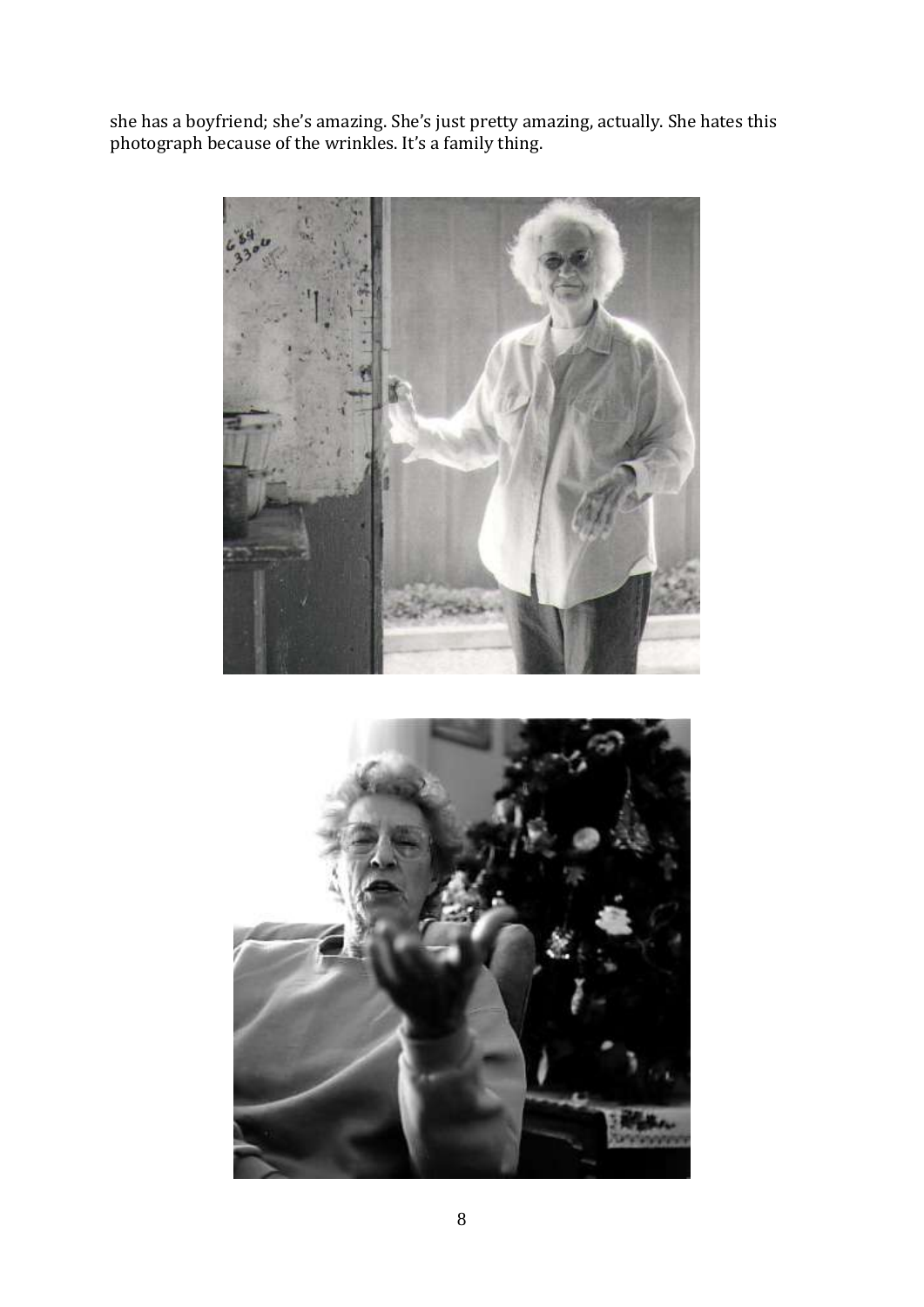she has a boyfriend; she's amazing. She's just pretty amazing, actually. She hates this photograph because of the wrinkles. It's a family thing.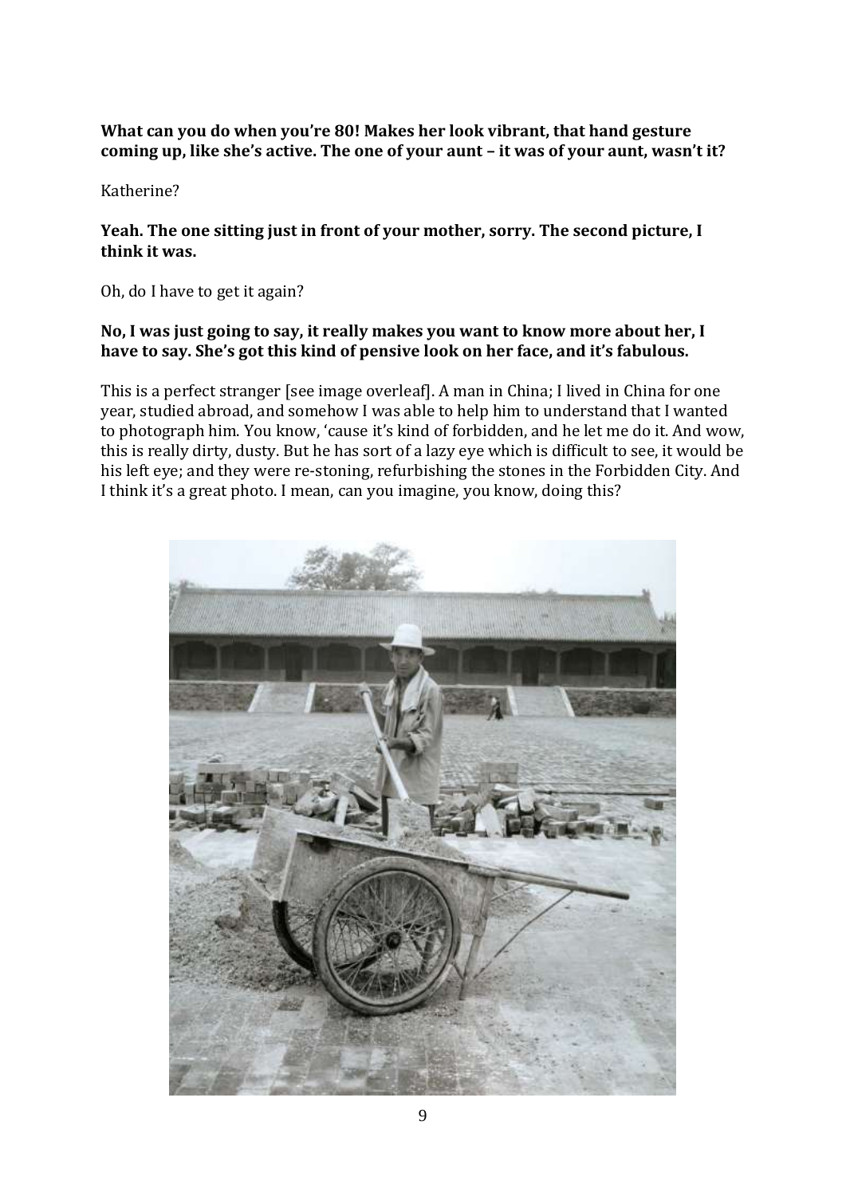**What can you do when you're 80! Makes her look vibrant, that hand gesture coming up, like she's active. The one of your aunt – it was of your aunt, wasn't it?**

Katherine?

**Yeah. The one sitting just in front of your mother, sorry. The second picture, I think it was.**

Oh, do I have to get it again?

**No, I was just going to say, it really makes you want to know more about her, I have to say. She's got this kind of pensive look on her face, and it's fabulous.**

This is a perfect stranger [see image overleaf]. A man in China; I lived in China for one year, studied abroad, and somehow I was able to help him to understand that I wanted to photograph him. You know, 'cause it's kind of forbidden, and he let me do it. And wow, this is really dirty, dusty. But he has sort of a lazy eye which is difficult to see, it would be his left eye; and they were re-stoning, refurbishing the stones in the Forbidden City. And I think it's a great photo. I mean, can you imagine, you know, doing this?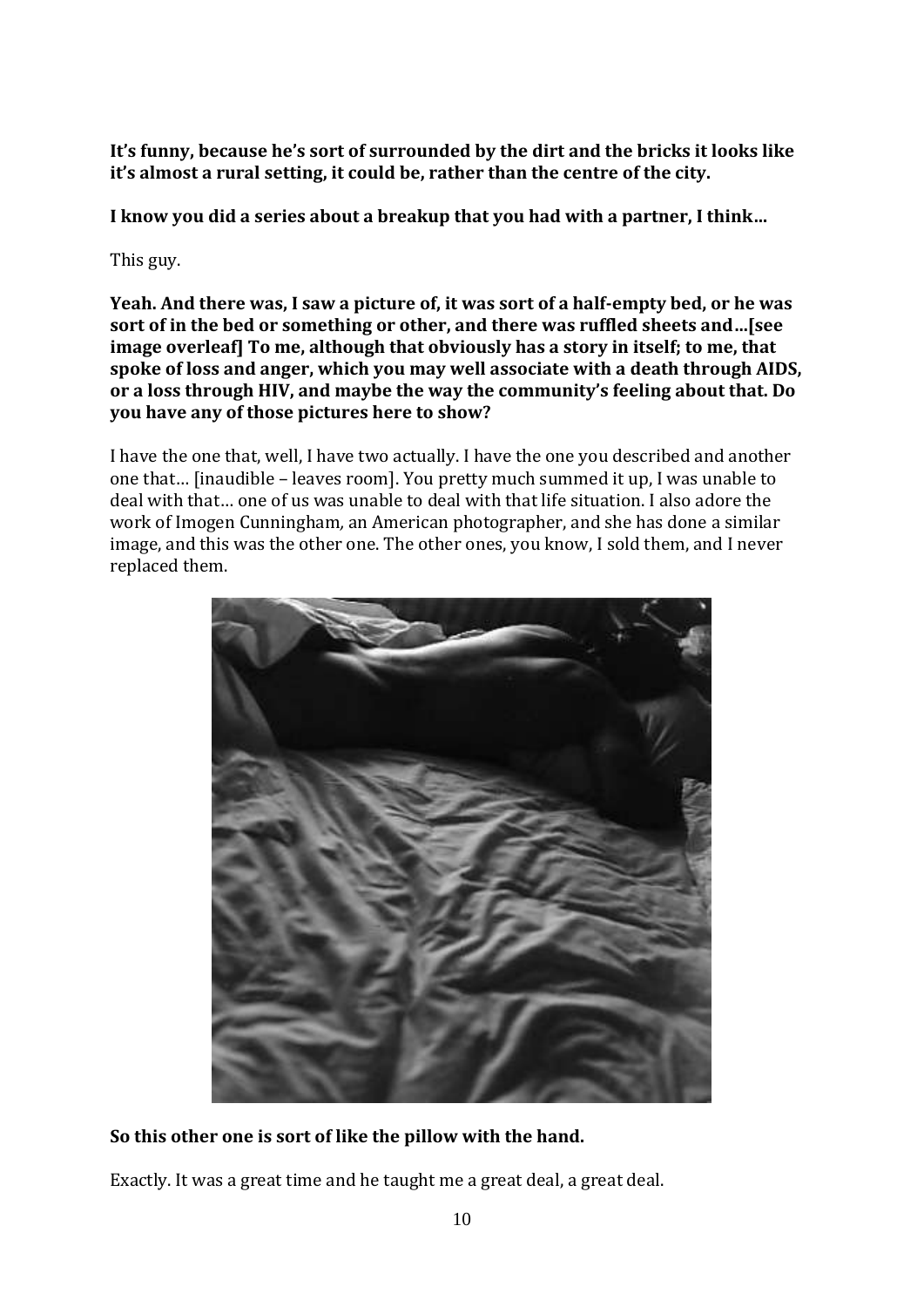**It's funny, because he's sort of surrounded by the dirt and the bricks it looks like it's almost a rural setting, it could be, rather than the centre of the city.**

**I know you did a series about a breakup that you had with a partner, I think…**

This guy.

**Yeah. And there was, I saw a picture of, it was sort of a half-empty bed, or he was sort of in the bed or something or other, and there was ruffled sheets and…[see image overleaf] To me, although that obviously has a story in itself; to me, that spoke of loss and anger, which you may well associate with a death through AIDS, or a loss through HIV, and maybe the way the community's feeling about that. Do you have any of those pictures here to show?**

I have the one that, well, I have two actually. I have the one you described and another one that… [inaudible – leaves room]. You pretty much summed it up, I was unable to deal with that… one of us was unable to deal with that life situation. I also adore the work of Imogen Cunningham, an American photographer, and she has done a similar image, and this was the other one. The other ones, you know, I sold them, and I never replaced them.

**So this other one is sort of like the pillow with the hand.**

Exactly. It was a great time and he taught me a great deal, a great deal.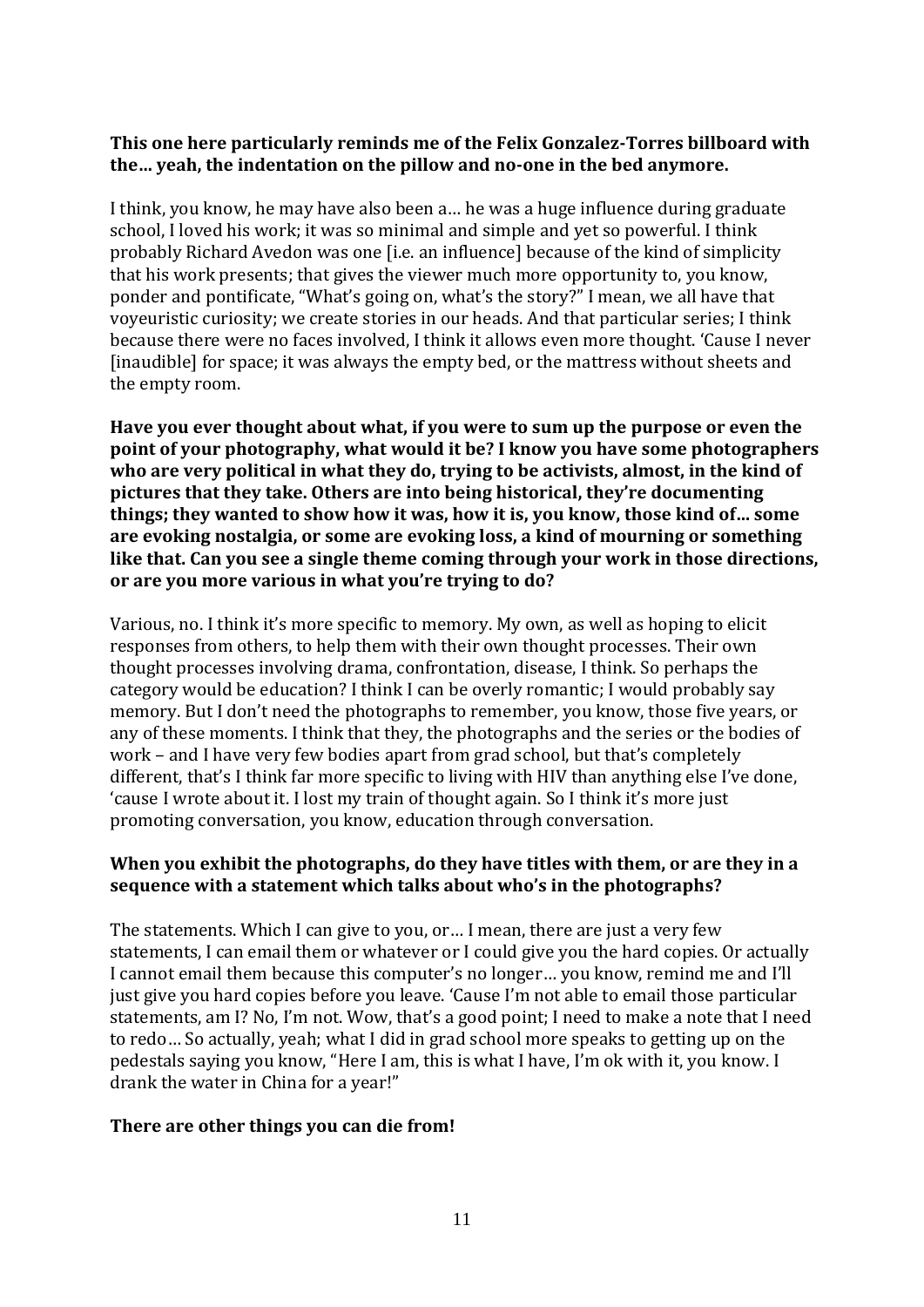**This one here particularly reminds me of the Felix Gonzalez-Torres billboard with the… yeah, the indentation on the pillow and no-one in the bed anymore.**

I think, you know, he may have also been a… he was a huge influence during graduate school, I loved his work; it was so minimal and simple and yet so powerful. I think probably Richard Avedon was one [i.e. an influence] because of the kind of simplicity that his work presents; that gives the viewer much more opportunity to, you know, ponder and pontificate, "What's going on, what's the story?" I mean, we all have that voyeuristic curiosity; we create stories in our heads. And that particular series; I think because there were no faces involved, I think it allows even more thought. 'Cause I never [inaudible] for space; it was always the empty bed, or the mattress without sheets and the empty room.

**Have you ever thought about what, if you were to sum up the purpose or even the point of your photography, what would it be? I know you have some photographers who are very political in what they do, trying to be activists, almost, in the kind of pictures that they take. Others are into being historical, they're documenting things; they wanted to show how it was, how it is, you know, those kind of… some are evoking nostalgia, or some are evoking loss, a kind of mourning or something like that. Can you see a single theme coming through your work in those directions, or are you more various in what you're trying to do?**

Various, no. I think it's more specific to memory. My own, as well as hoping to elicit responses from others, to help them with their own thought processes. Their own thought processes involving drama, confrontation, disease, I think. So perhaps the category would be education? I think I can be overly romantic; I would probably say memory. But I don't need the photographs to remember, you know, those five years, or any of these moments. I think that they, the photographs and the series or the bodies of work – and I have very few bodies apart from grad school, but that's completely different, that's I think far more specific to living with HIV than anything else I've done, 'cause I wrote about it. I lost my train of thought again. So I think it's more just promoting conversation, you know, education through conversation.

**When you exhibit the photographs, do they have titles with them, or are they in a sequence with a statement which talks about who's in the photographs?**

The statements. Which I can give to you, or… I mean, there are just a very few statements, I can email them or whatever or I could give you the hard copies. Or actually I cannot email them because this computer's no longer… you know, remind me and I'll just give you hard copies before you leave. 'Cause I'm not able to email those particular statements, am I? No, I'm not. Wow, that's a good point; I need to make a note that I need to redo… So actually, yeah; what I did in grad school more speaks to getting up on the pedestals saying you know, "Here I am, this is what I have, I'm ok with it, you know. I drank the water in China for a year!"

**There are other things you can die from!**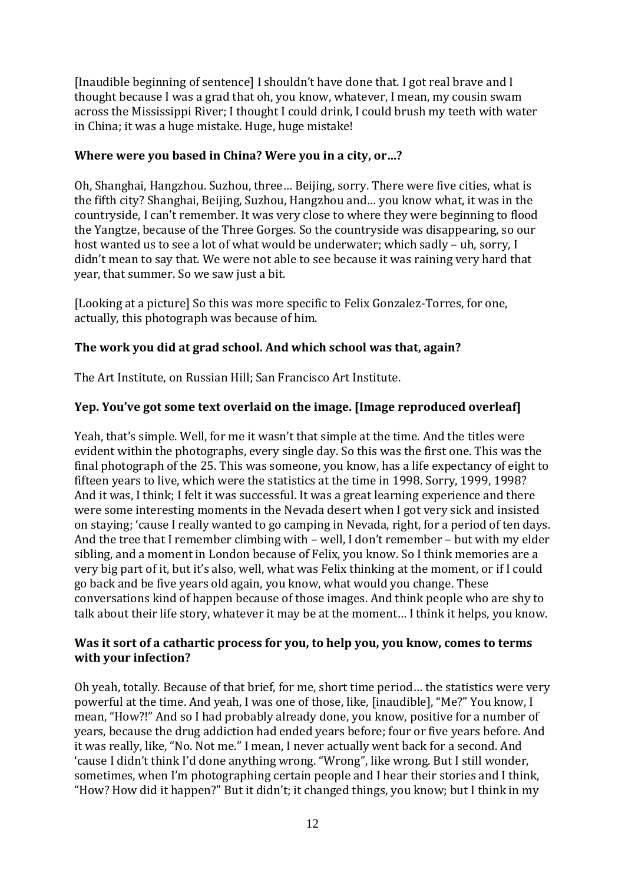[Inaudible beginning of sentence] I shouldn't have done that. I got real brave and I thought because I was a grad that oh, you know, whatever, I mean, my cousin swam across the Mississippi River; I thought I could drink, I could brush my teeth with water in China; it was a huge mistake. Huge, huge mistake!

**Where were you based in China? Were you in a city, or…?**

Oh, Shanghai, Hangzhou. Suzhou, three… Beijing, sorry. There were five cities, what is the fifth city? Shanghai, Beijing, Suzhou, Hangzhou and… you know what, it was in the countryside, I can't remember. It was very close to where they were beginning to flood the Yangtze, because of the Three Gorges. So the countryside was disappearing, so our host wanted us to see a lot of what would be underwater; which sadly – uh, sorry, I didn't mean to say that. We were not able to see because it was raining very hard that year, that summer. So we saw just a bit.

[Looking at a picture] So this was more specific to Felix Gonzalez-Torres, for one, actually, this photograph was because of him.

**The work you did at grad school. And which school was that, again?**

The Art Institute, on Russian Hill; San Francisco Art Institute.

**Yep. You've got some text overlaid on the image. [Image reproduced overleaf]**

Yeah, that's simple. Well, for me it wasn't that simple at the time. And the titles were evident within the photographs, every single day. So this was the first one. This was the final photograph of the 25. This was someone, you know, has a life expectancy of eight to fifteen years to live, which were the statistics at the time in 1998. Sorry, 1999, 1998? And it was, I think; I felt it was successful. It was a great learning experience and there were some interesting moments in the Nevada desert when I got very sick and insisted on staying; 'cause I really wanted to go camping in Nevada, right, for a period of ten days. And the tree that I remember climbing with – well, I don't remember – but with my elder sibling, and a moment in London because of Felix, you know. So I think memories are a very big part of it, but it's also, well, what was Felix thinking at the moment, or if I could go back and be five years old again, you know, what would you change. These conversations kind of happen because of those images. And think people who are shy to talk about their life story, whatever it may be at the moment… I think it helps, you know.

**Was it sort of a cathartic process for you, to help you, you know, comes to terms with your infection?**

Oh yeah, totally. Because of that brief, for me, short time period… the statistics were very powerful at the time. And yeah, I was one of those, like, [inaudible], "Me?" You know, I mean, "How?!" And so I had probably already done, you know, positive for a number of years, because the drug addiction had ended years before; four or five years before. And it was really, like, "No. Not me." I mean, I never actually went back for a second. And 'cause I didn't think I'd done anything wrong. "Wrong", like wrong. But I still wonder, sometimes, when I'm photographing certain people and I hear their stories and I think, "How? How did it happen?" But it didn't; it changed things, you know; but I think in my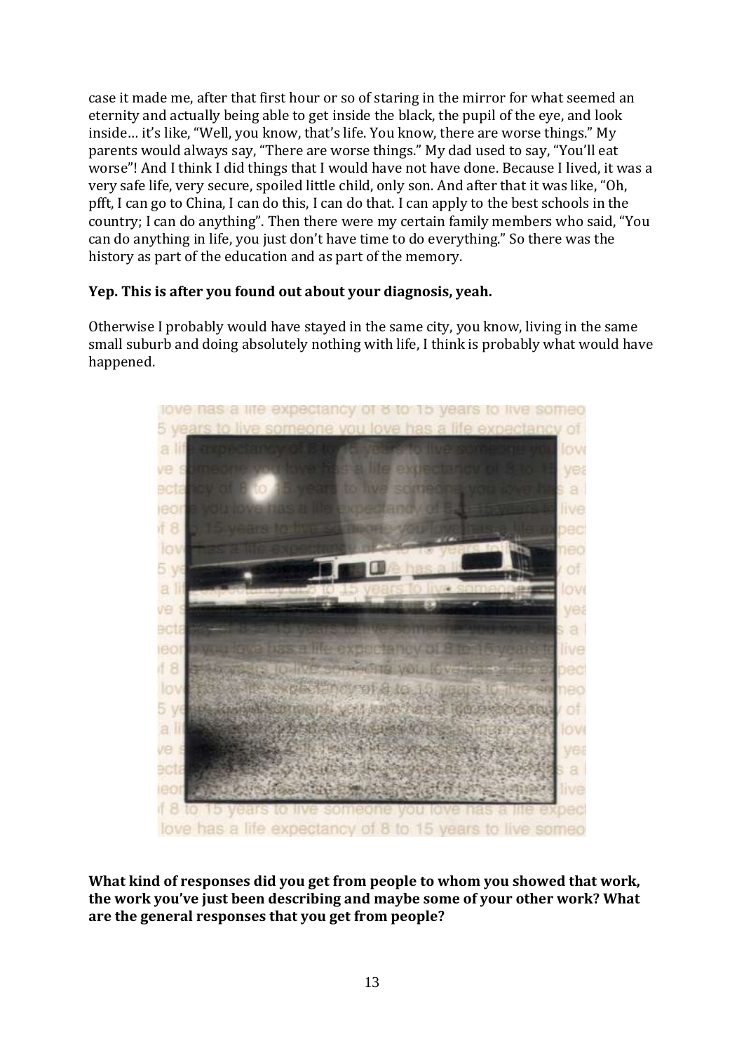case it made me, after that first hour or so of staring in the mirror for what seemed an eternity and actually being able to get inside the black, the pupil of the eye, and look inside… it's like, "Well, you know, that's life. You know, there are worse things." My parents would always say, "There are worse things." My dad used to say, "You'll eat worse"! And I think I did things that I would have not have done. Because I lived, it was a very safe life, very secure, spoiled little child, only son. And after that it was like, "Oh, pfft, I can go to China, I can do this, I can do that. I can apply to the best schools in the country; I can do anything". Then there were my certain family members who said, "You can do anything in life, you just don't have time to do everything." So there was the history as part of the education and as part of the memory.

**Yep. This is after you found out about your diagnosis, yeah.**

Otherwise I probably would have stayed in the same city, you know, living in the same small suburb and doing absolutely nothing with life, I think is probably what would have happened.

**What kind of responses did you get from people to whom you showed that work, the work you've just been describing and maybe some of your other work? What are the general responses that you get from people?**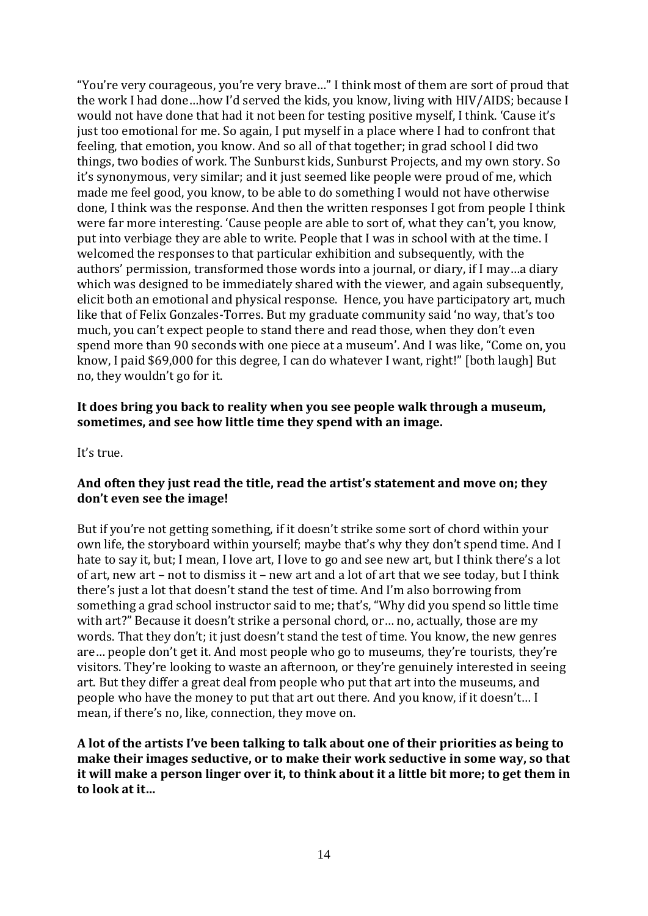"You're very courageous, you're very brave…" I think most of them are sort of proud that the work I had done…how I'd served the kids, you know, living with HIV/AIDS; because I would not have done that had it not been for testing positive myself, I think. 'Cause it's just too emotional for me. So again, I put myself in a place where I had to confront that feeling, that emotion, you know. And so all of that together; in grad school I did two things, two bodies of work. The Sunburst kids, Sunburst Projects, and my own story. So it's synonymous, very similar; and it just seemed like people were proud of me, which made me feel good, you know, to be able to do something I would not have otherwise done, I think was the response. And then the written responses I got from people I think were far more interesting. 'Cause people are able to sort of, what they can't, you know, put into verbiage they are able to write. People that I was in school with at the time. I welcomed the responses to that particular exhibition and subsequently, with the authors' permission, transformed those words into a journal, or diary, if I may…a diary which was designed to be immediately shared with the viewer, and again subsequently, elicit both an emotional and physical response. Hence, you have participatory art, much like that of Felix Gonzales-Torres. But my graduate community said 'no way, that's too much, you can't expect people to stand there and read those, when they don't even spend more than 90 seconds with one piece at a museum'. And I was like, "Come on, you know, I paid $69,000 for this degree, I can do whatever I want, right!" [both laugh] But no, they wouldn't go for it.

**It does bring you back to reality when you see people walk through a museum, sometimes, and see how little time they spend with an image.**

It's true.

**And often they just read the title, read the artist's statement and move on; they don't even see the image!**

But if you're not getting something, if it doesn't strike some sort of chord within your own life, the storyboard within yourself; maybe that's why they don't spend time. And I hate to say it, but; I mean, I love art, I love to go and see new art, but I think there's a lot of art, new art – not to dismiss it – new art and a lot of art that we see today, but I think there's just a lot that doesn't stand the test of time. And I'm also borrowing from something a grad school instructor said to me; that's, "Why did you spend so little time with art?" Because it doesn't strike a personal chord, or… no, actually, those are my words. That they don't; it just doesn't stand the test of time. You know, the new genres are… people don't get it. And most people who go to museums, they're tourists, they're visitors. They're looking to waste an afternoon, or they're genuinely interested in seeing art. But they differ a great deal from people who put that art into the museums, and people who have the money to put that art out there. And you know, if it doesn't… I mean, if there's no, like, connection, they move on.

**A lot of the artists I've been talking to talk about one of their priorities as being to make their images seductive, or to make their work seductive in some way, so that it will make a person linger over it, to think about it a little bit more; to get them in to look at it…**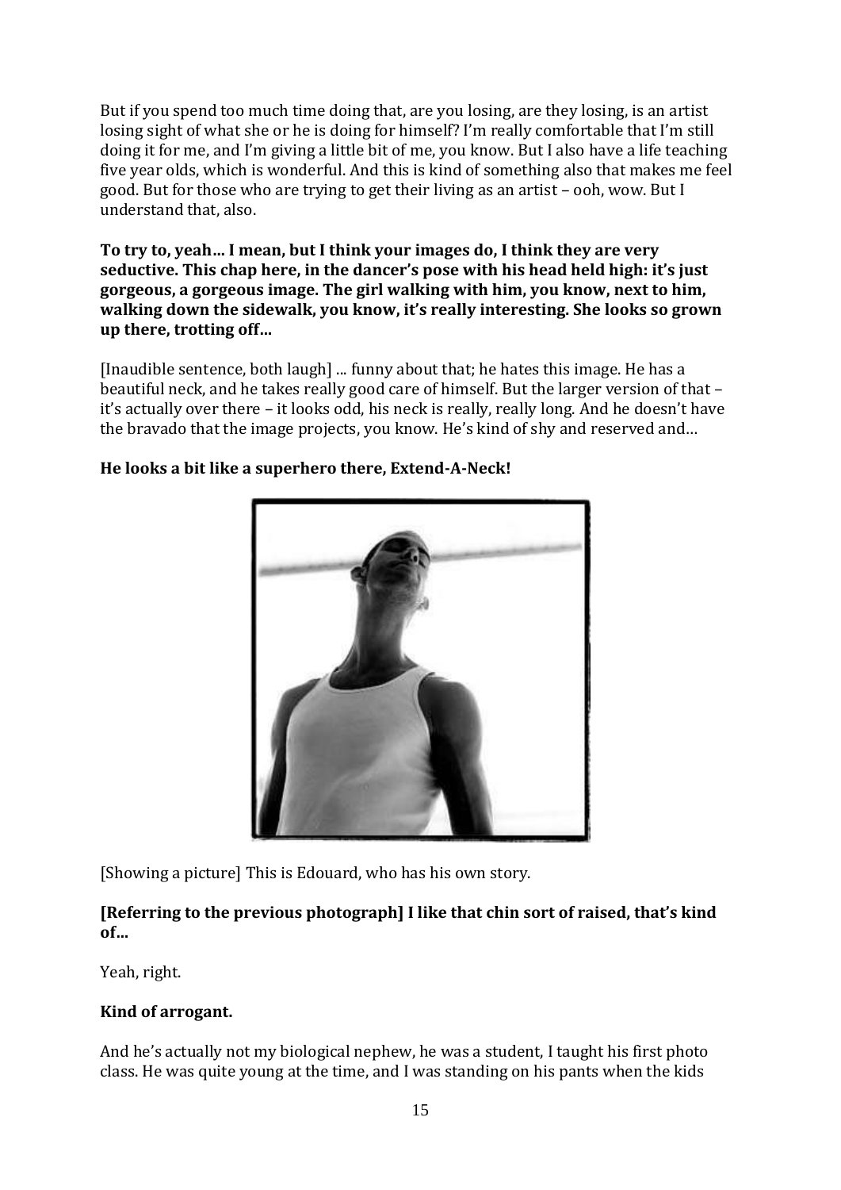But if you spend too much time doing that, are you losing, are they losing, is an artist losing sight of what she or he is doing for himself? I'm really comfortable that I'm still doing it for me, and I'm giving a little bit of me, you know. But I also have a life teaching five year olds, which is wonderful. And this is kind of something also that makes me feel good. But for those who are trying to get their living as an artist – ooh, wow. But I understand that, also.

**To try to, yeah… I mean, but I think your images do, I think they are very seductive. This chap here, in the dancer's pose with his head held high: it's just gorgeous, a gorgeous image. The girl walking with him, you know, next to him, walking down the sidewalk, you know, it's really interesting. She looks so grown up there, trotting off…**

[Inaudible sentence, both laugh] ... funny about that; he hates this image. He has a beautiful neck, and he takes really good care of himself. But the larger version of that – it's actually over there – it looks odd, his neck is really, really long. And he doesn't have the bravado that the image projects, you know. He's kind of shy and reserved and…

**He looks a bit like a superhero there, Extend-A-Neck!**

[Showing a picture] This is Edouard, who has his own story.

**[Referring to the previous photograph] I like that chin sort of raised, that's kind of…**

Yeah, right.

**Kind of arrogant.**

And he's actually not my biological nephew, he was a student, I taught his first photo class. He was quite young at the time, and I was standing on his pants when the kids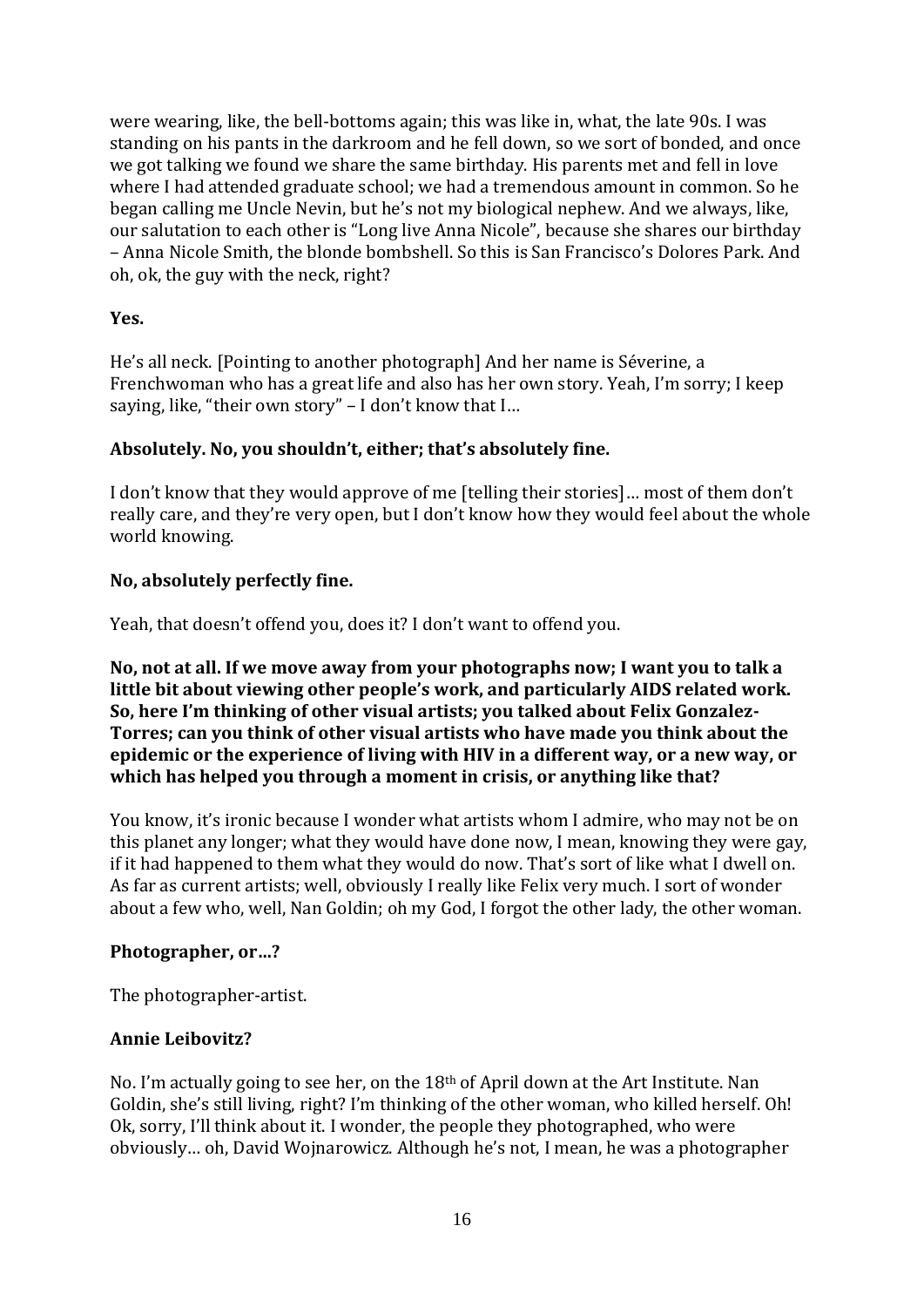were wearing, like, the bell-bottoms again; this was like in, what, the late 90s. I was standing on his pants in the darkroom and he fell down, so we sort of bonded, and once we got talking we found we share the same birthday. His parents met and fell in love where I had attended graduate school; we had a tremendous amount in common. So he began calling me Uncle Nevin, but he's not my biological nephew. And we always, like, our salutation to each other is "Long live Anna Nicole", because she shares our birthday – Anna Nicole Smith, the blonde bombshell. So this is San Francisco's Dolores Park. And oh, ok, the guy with the neck, right?

**Yes.**

He's all neck. [Pointing to another photograph] And her name is Séverine, a Frenchwoman who has a great life and also has her own story. Yeah, I'm sorry; I keep saying, like, "their own story" – I don't know that I…

**Absolutely. No, you shouldn't, either; that's absolutely fine.**

I don't know that they would approve of me [telling their stories]… most of them don't really care, and they're very open, but I don't know how they would feel about the whole world knowing.

**No, absolutely perfectly fine.**

Yeah, that doesn't offend you, does it? I don't want to offend you.

**No, not at all. If we move away from your photographs now; I want you to talk a little bit about viewing other people's work, and particularly AIDS related work. So, here I'm thinking of other visual artists; you talked about Felix Gonzalez-Torres; can you think of other visual artists who have made you think about the epidemic or the experience of living with HIV in a different way, or a new way, or which has helped you through a moment in crisis, or anything like that?**

You know, it's ironic because I wonder what artists whom I admire, who may not be on this planet any longer; what they would have done now, I mean, knowing they were gay, if it had happened to them what they would do now. That's sort of like what I dwell on. As far as current artists; well, obviously I really like Felix very much. I sort of wonder about a few who, well, Nan Goldin; oh my God, I forgot the other lady, the other woman.

**Photographer, or…?**

The photographer-artist.

**Annie Leibovitz?**

No. I'm actually going to see her, on the 18th of April down at the Art Institute. Nan Goldin, she's still living, right? I'm thinking of the other woman, who killed herself. Oh! Ok, sorry, I'll think about it. I wonder, the people they photographed, who were obviously… oh, David Wojnarowicz. Although he's not, I mean, he was a photographer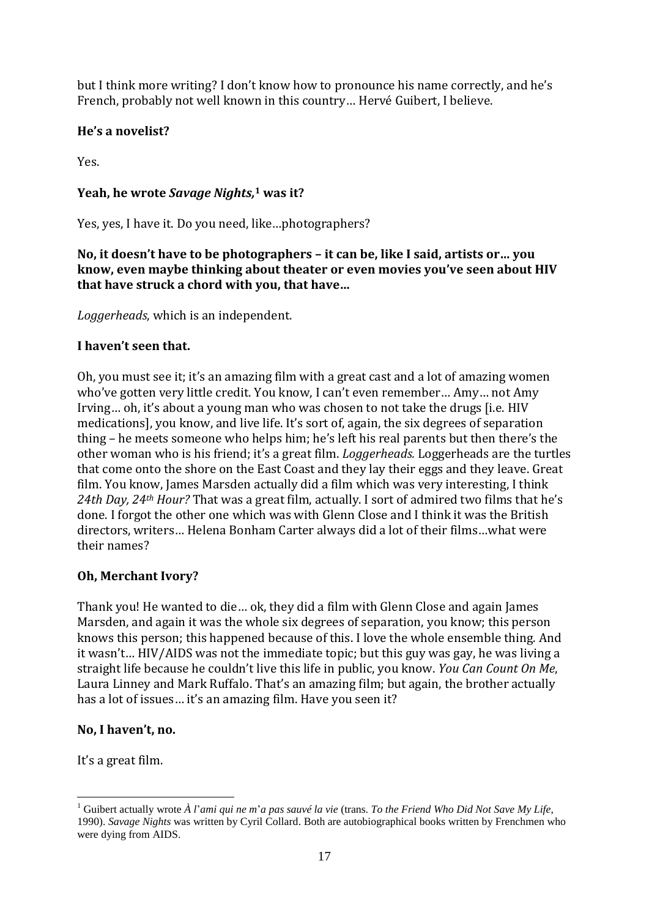but I think more writing? I don't know how to pronounce his name correctly, and he's French, probably not well known in this country… Hervé Guibert, I believe.

**He's a novelist?**

Yes.

**Yeah, he wrote *Savage Nights,*[1] was it?**

Yes, yes, I have it. Do you need, like…photographers?

**No, it doesn't have to be photographers – it can be, like I said, artists or… you know, even maybe thinking about theater or even movies you've seen about HIV that have struck a chord with you, that have…**

*Loggerheads*, which is an independent.

**I haven't seen that.**

Oh, you must see it; it's an amazing film with a great cast and a lot of amazing women who've gotten very little credit. You know, I can't even remember… Amy… not Amy Irving… oh, it's about a young man who was chosen to not take the drugs [i.e. HIV medications], you know, and live life. It's sort of, again, the six degrees of separation thing – he meets someone who helps him; he's left his real parents but then there's the other woman who is his friend; it's a great film. *Loggerheads.* Loggerheads are the turtles that come onto the shore on the East Coast and they lay their eggs and they leave. Great film. You know, James Marsden actually did a film which was very interesting, I think *24th Day, 24th Hour?* That was a great film, actually. I sort of admired two films that he's done. I forgot the other one which was with Glenn Close and I think it was the British directors, writers… Helena Bonham Carter always did a lot of their films…what were their names?

**Oh, Merchant Ivory?**

Thank you! He wanted to die… ok, they did a film with Glenn Close and again James Marsden, and again it was the whole six degrees of separation, you know; this person knows this person; this happened because of this. I love the whole ensemble thing. And it wasn't… HIV/AIDS was not the immediate topic; but this guy was gay, he was living a straight life because he couldn't live this life in public, you know. *You Can Count On Me*, Laura Linney and Mark Ruffalo. That's an amazing film; but again, the brother actually has a lot of issues… it's an amazing film. Have you seen it?

**No, I haven't, no.**

It's a great film.

---

[1] Guibert actually wrote *À l'ami qui ne m'a pas sauvé la vie* (trans. *To the Friend Who Did Not Save My Life*, 1990). *Savage Nights* was written by Cyril Collard. Both are autobiographical books written by Frenchmen who were dying from AIDS.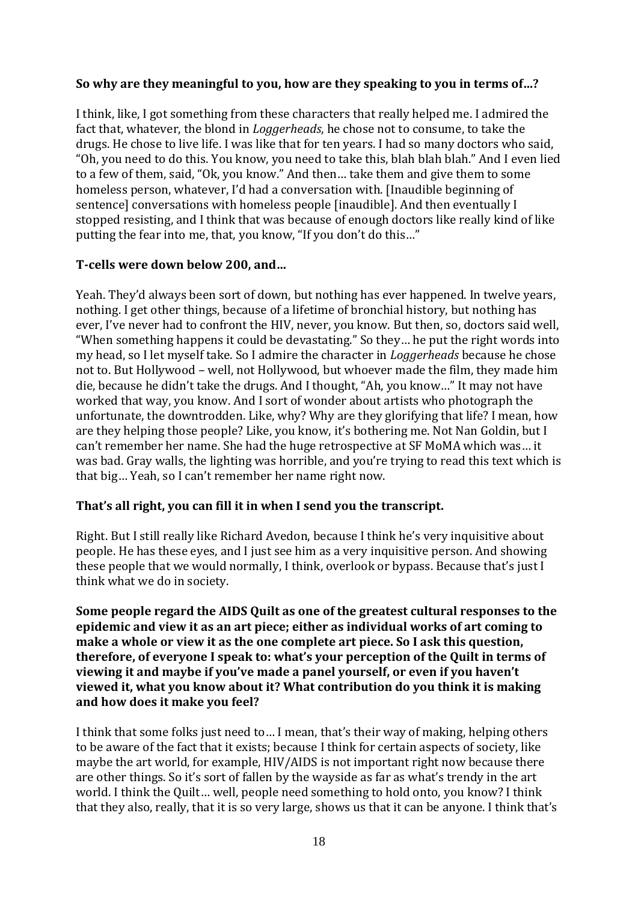**So why are they meaningful to you, how are they speaking to you in terms of…?**

I think, like, I got something from these characters that really helped me. I admired the fact that, whatever, the blond in *Loggerheads*, he chose not to consume, to take the drugs. He chose to live life. I was like that for ten years. I had so many doctors who said, "Oh, you need to do this. You know, you need to take this, blah blah blah." And I even lied to a few of them, said, "Ok, you know." And then… take them and give them to some homeless person, whatever, I'd had a conversation with. [Inaudible beginning of sentence] conversations with homeless people [inaudible]. And then eventually I stopped resisting, and I think that was because of enough doctors like really kind of like putting the fear into me, that, you know, "If you don't do this…"

**T-cells were down below 200, and…**

Yeah. They'd always been sort of down, but nothing has ever happened. In twelve years, nothing. I get other things, because of a lifetime of bronchial history, but nothing has ever, I've never had to confront the HIV, never, you know. But then, so, doctors said well, "When something happens it could be devastating." So they… he put the right words into my head, so I let myself take. So I admire the character in *Loggerheads* because he chose not to. But Hollywood – well, not Hollywood, but whoever made the film, they made him die, because he didn't take the drugs. And I thought, "Ah, you know…" It may not have worked that way, you know. And I sort of wonder about artists who photograph the unfortunate, the downtrodden. Like, why? Why are they glorifying that life? I mean, how are they helping those people? Like, you know, it's bothering me. Not Nan Goldin, but I can't remember her name. She had the huge retrospective at SF MoMA which was… it was bad. Gray walls, the lighting was horrible, and you're trying to read this text which is that big… Yeah, so I can't remember her name right now.

**That's all right, you can fill it in when I send you the transcript.**

Right. But I still really like Richard Avedon, because I think he's very inquisitive about people. He has these eyes, and I just see him as a very inquisitive person. And showing these people that we would normally, I think, overlook or bypass. Because that's just I think what we do in society.

**Some people regard the AIDS Quilt as one of the greatest cultural responses to the epidemic and view it as an art piece; either as individual works of art coming to make a whole or view it as the one complete art piece. So I ask this question, therefore, of everyone I speak to: what's your perception of the Quilt in terms of viewing it and maybe if you've made a panel yourself, or even if you haven't viewed it, what you know about it? What contribution do you think it is making and how does it make you feel?**

I think that some folks just need to… I mean, that's their way of making, helping others to be aware of the fact that it exists; because I think for certain aspects of society, like maybe the art world, for example, HIV/AIDS is not important right now because there are other things. So it's sort of fallen by the wayside as far as what's trendy in the art world. I think the Quilt… well, people need something to hold onto, you know? I think that they also, really, that it is so very large, shows us that it can be anyone. I think that's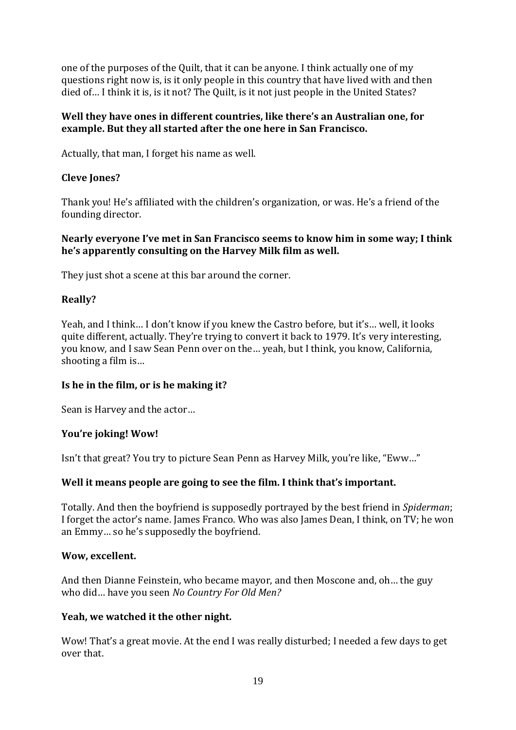one of the purposes of the Quilt, that it can be anyone. I think actually one of my questions right now is, is it only people in this country that have lived with and then died of… I think it is, is it not? The Quilt, is it not just people in the United States?

**Well they have ones in different countries, like there's an Australian one, for example. But they all started after the one here in San Francisco.**

Actually, that man, I forget his name as well.

**Cleve Jones?**

Thank you! He's affiliated with the children's organization, or was. He's a friend of the founding director.

**Nearly everyone I've met in San Francisco seems to know him in some way; I think he's apparently consulting on the Harvey Milk film as well.**

They just shot a scene at this bar around the corner.

**Really?**

Yeah, and I think… I don't know if you knew the Castro before, but it's… well, it looks quite different, actually. They're trying to convert it back to 1979. It's very interesting, you know, and I saw Sean Penn over on the… yeah, but I think, you know, California, shooting a film is…

**Is he in the film, or is he making it?**

Sean is Harvey and the actor…

**You're joking! Wow!**

Isn't that great? You try to picture Sean Penn as Harvey Milk, you're like, "Eww…"

**Well it means people are going to see the film. I think that's important.**

Totally. And then the boyfriend is supposedly portrayed by the best friend in *Spiderman*; I forget the actor's name. James Franco. Who was also James Dean, I think, on TV; he won an Emmy… so he's supposedly the boyfriend.

**Wow, excellent.**

And then Dianne Feinstein, who became mayor, and then Moscone and, oh… the guy who did… have you seen *No Country For Old Men?*

**Yeah, we watched it the other night.**

Wow! That's a great movie. At the end I was really disturbed; I needed a few days to get over that.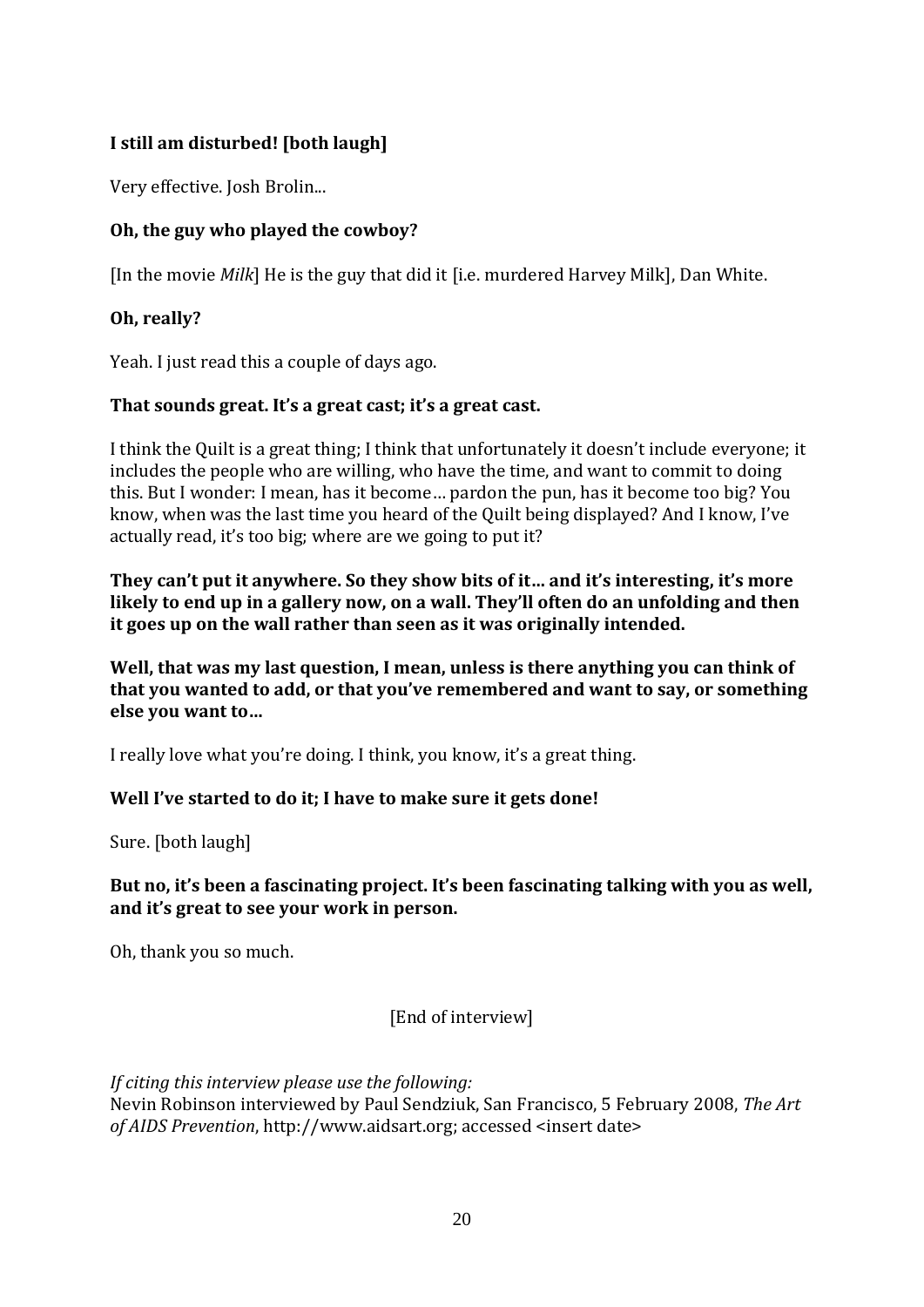**I still am disturbed! [both laugh]**

Very effective. Josh Brolin...

**Oh, the guy who played the cowboy?**

[In the movie *Milk*] He is the guy that did it [i.e. murdered Harvey Milk], Dan White.

**Oh, really?**

Yeah. I just read this a couple of days ago.

**That sounds great. It's a great cast; it's a great cast.**

I think the Quilt is a great thing; I think that unfortunately it doesn't include everyone; it includes the people who are willing, who have the time, and want to commit to doing this. But I wonder: I mean, has it become… pardon the pun, has it become too big? You know, when was the last time you heard of the Quilt being displayed? And I know, I've actually read, it's too big; where are we going to put it?

**They can't put it anywhere. So they show bits of it… and it's interesting, it's more likely to end up in a gallery now, on a wall. They'll often do an unfolding and then it goes up on the wall rather than seen as it was originally intended.**

**Well, that was my last question, I mean, unless is there anything you can think of that you wanted to add, or that you've remembered and want to say, or something else you want to…**

I really love what you're doing. I think, you know, it's a great thing.

**Well I've started to do it; I have to make sure it gets done!**

Sure. [both laugh]

**But no, it's been a fascinating project. It's been fascinating talking with you as well, and it's great to see your work in person.**

Oh, thank you so much.

[End of interview]

*If citing this interview please use the following:*
Nevin Robinson interviewed by Paul Sendziuk, San Francisco, 5 February 2008, *The Art of AIDS Prevention*, http://www.aidsart.org; accessed <insert date>